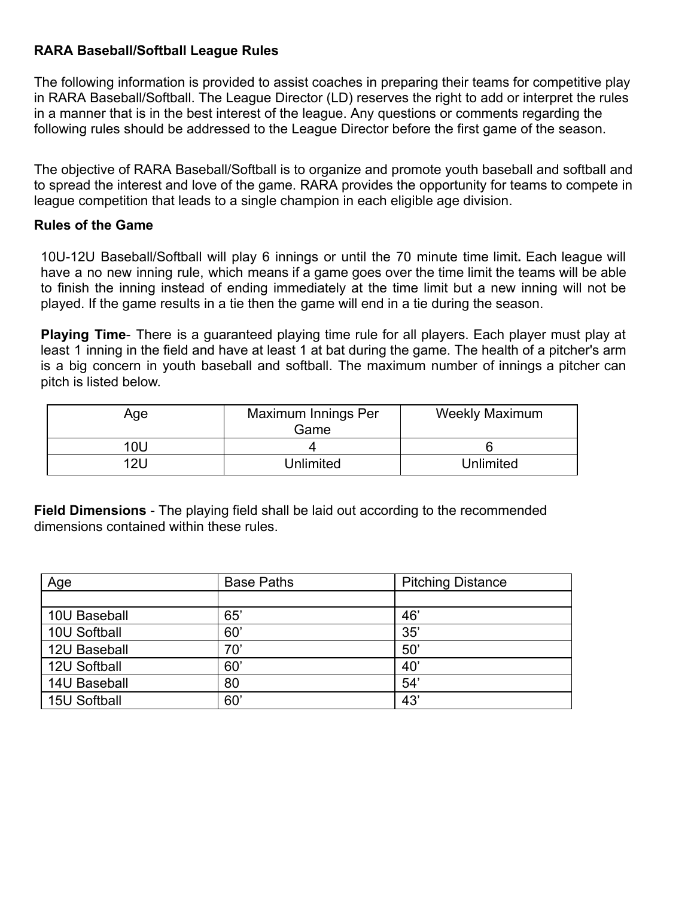**RARA Baseball/Softball League Rules**

The following information is provided to assist coaches in preparing their teams for competitive play in RARA Baseball/Softball. The League Director (LD) reserves the right to add or interpret the rules in a manner that is in the best interest of the league. Any questions or comments regarding the following rules should be addressed to the League Director before the first game of the season.

The objective of RARA Baseball/Softball is to organize and promote youth baseball and softball and to spread the interest and love of the game. RARA provides the opportunity for teams to compete in league competition that leads to a single champion in each eligible age division.

**Rules of the Game**

10U-12U Baseball/Softball will play 6 innings or until the 70 minute time limit**.** Each league will have a no new inning rule, which means if a game goes over the time limit the teams will be able to finish the inning instead of ending immediately at the time limit but a new inning will not be played. If the game results in a tie then the game will end in a tie during the season.

**Playing Time**- There is a guaranteed playing time rule for all players. Each player must play at least 1 inning in the field and have at least 1 at bat during the game. The health of a pitcher's arm is a big concern in youth baseball and softball. The maximum number of innings a pitcher can pitch is listed below.

| Age | Maximum Innings Per Game | Weekly Maximum |
|---|---|---|
| 10U | 4 | 6 |
| 12U | Unlimited | Unlimited |

**Field Dimensions** - The playing field shall be laid out according to the recommended dimensions contained within these rules.

| Age | Base Paths | Pitching Distance |
|---|---|---|
| | | |
| 10U Baseball | 65’ | 46’ |
| 10U Softball | 60’ | 35’ |
| 12U Baseball | 70’ | 50’ |
| 12U Softball | 60’ | 40’ |
| 14U Baseball | 80 | 54’ |
| 15U Softball | 60’ | 43’ |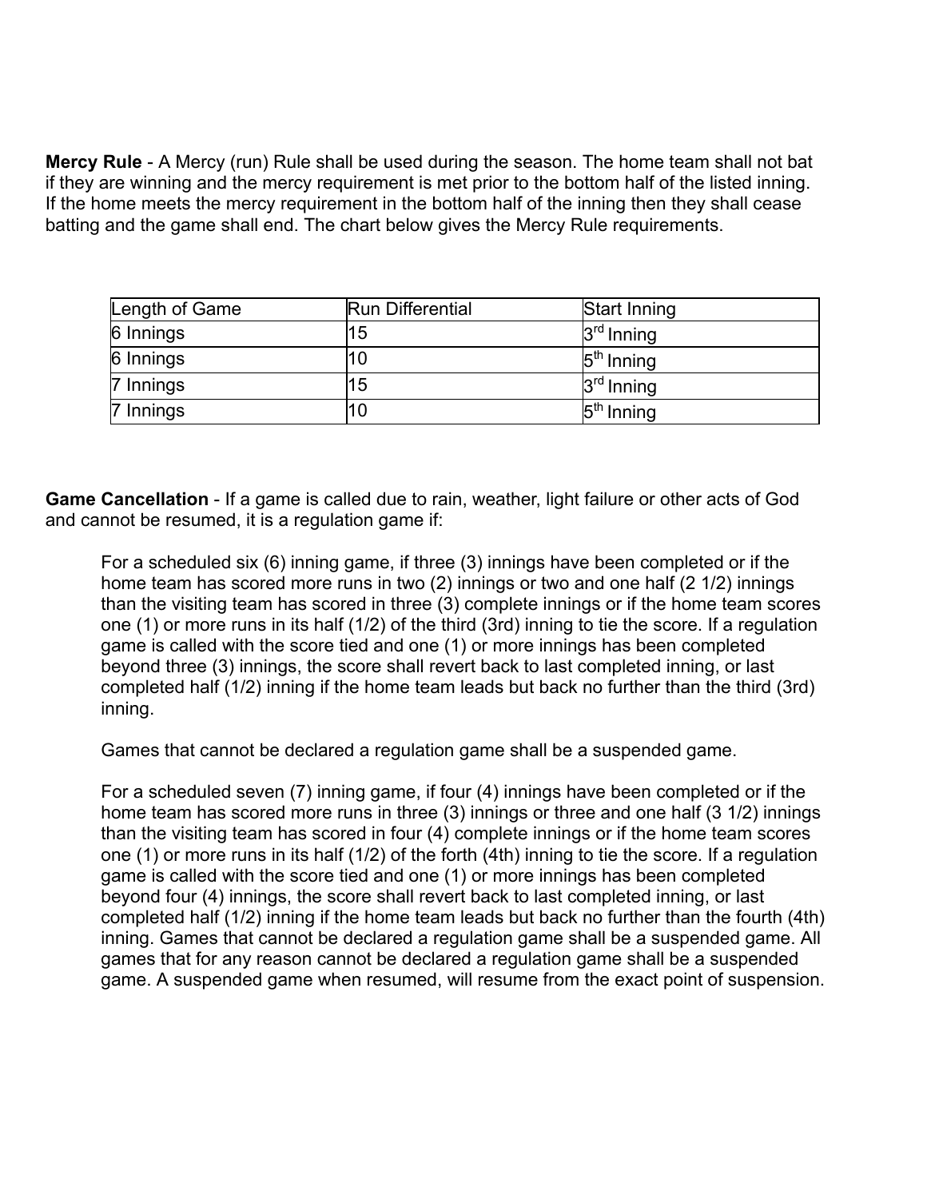**Mercy Rule** - A Mercy (run) Rule shall be used during the season. The home team shall not bat if they are winning and the mercy requirement is met prior to the bottom half of the listed inning. If the home meets the mercy requirement in the bottom half of the inning then they shall cease batting and the game shall end. The chart below gives the Mercy Rule requirements.

| Length of Game | Run Differential | Start Inning |
|---|---|---|
| 6 Innings | 15 | 3rd Inning |
| 6 Innings | 10 | 5th Inning |
| 7 Innings | 15 | 3rd Inning |
| 7 Innings | 10 | 5th Inning |

**Game Cancellation** - If a game is called due to rain, weather, light failure or other acts of God and cannot be resumed, it is a regulation game if:

For a scheduled six (6) inning game, if three (3) innings have been completed or if the home team has scored more runs in two (2) innings or two and one half (2 1/2) innings than the visiting team has scored in three (3) complete innings or if the home team scores one (1) or more runs in its half (1/2) of the third (3rd) inning to tie the score. If a regulation game is called with the score tied and one (1) or more innings has been completed beyond three (3) innings, the score shall revert back to last completed inning, or last completed half (1/2) inning if the home team leads but back no further than the third (3rd) inning.

Games that cannot be declared a regulation game shall be a suspended game.

For a scheduled seven (7) inning game, if four (4) innings have been completed or if the home team has scored more runs in three (3) innings or three and one half (3 1/2) innings than the visiting team has scored in four (4) complete innings or if the home team scores one (1) or more runs in its half (1/2) of the forth (4th) inning to tie the score. If a regulation game is called with the score tied and one (1) or more innings has been completed beyond four (4) innings, the score shall revert back to last completed inning, or last completed half (1/2) inning if the home team leads but back no further than the fourth (4th) inning. Games that cannot be declared a regulation game shall be a suspended game. All games that for any reason cannot be declared a regulation game shall be a suspended game. A suspended game when resumed, will resume from the exact point of suspension.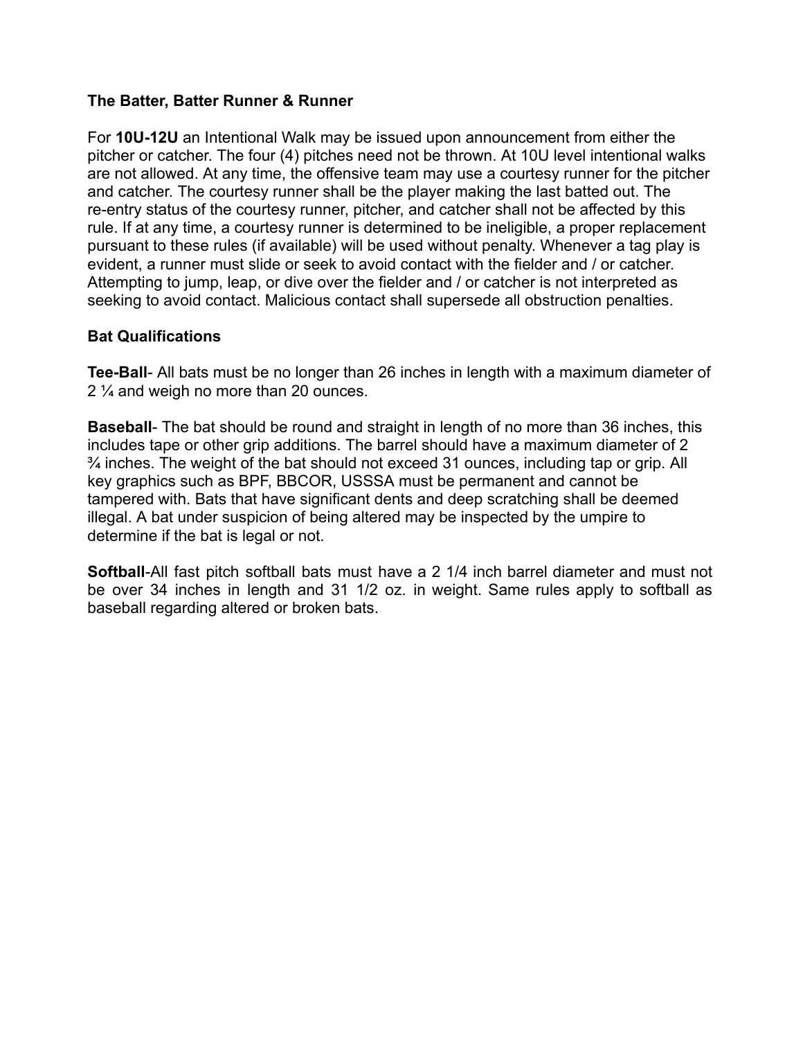**The Batter, Batter Runner & Runner**

For **10U-12U** an Intentional Walk may be issued upon announcement from either the pitcher or catcher. The four (4) pitches need not be thrown. At 10U level intentional walks are not allowed. At any time, the offensive team may use a courtesy runner for the pitcher and catcher. The courtesy runner shall be the player making the last batted out. The re-entry status of the courtesy runner, pitcher, and catcher shall not be affected by this rule. If at any time, a courtesy runner is determined to be ineligible, a proper replacement pursuant to these rules (if available) will be used without penalty. Whenever a tag play is evident, a runner must slide or seek to avoid contact with the fielder and / or catcher. Attempting to jump, leap, or dive over the fielder and / or catcher is not interpreted as seeking to avoid contact. Malicious contact shall supersede all obstruction penalties.

**Bat Qualifications**

**Tee-Ball**- All bats must be no longer than 26 inches in length with a maximum diameter of 2 ¼ and weigh no more than 20 ounces.

**Baseball**- The bat should be round and straight in length of no more than 36 inches, this includes tape or other grip additions. The barrel should have a maximum diameter of 2 ¾ inches. The weight of the bat should not exceed 31 ounces, including tap or grip. All key graphics such as BPF, BBCOR, USSSA must be permanent and cannot be tampered with. Bats that have significant dents and deep scratching shall be deemed illegal. A bat under suspicion of being altered may be inspected by the umpire to determine if the bat is legal or not.

**Softball**-All fast pitch softball bats must have a 2 1/4 inch barrel diameter and must not be over 34 inches in length and 31 1/2 oz. in weight. Same rules apply to softball as baseball regarding altered or broken bats.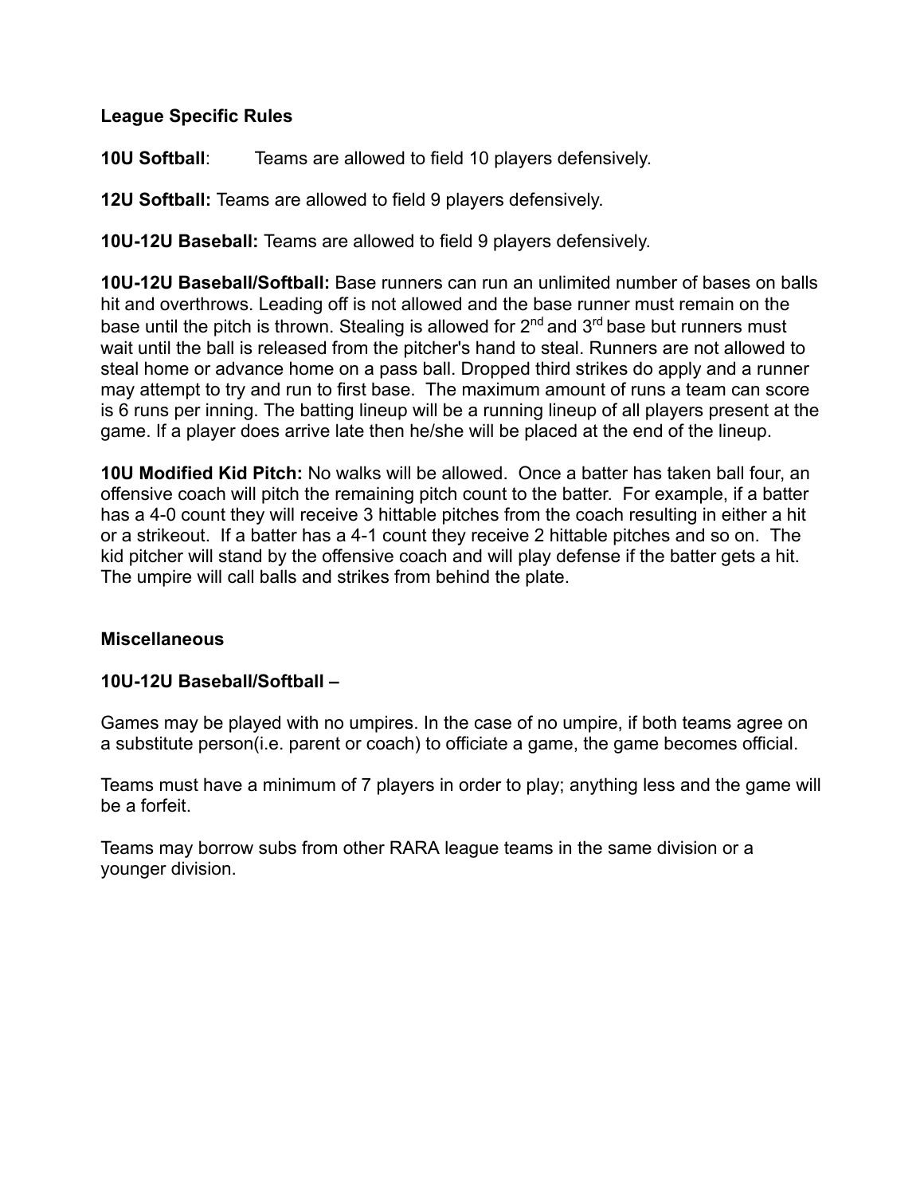**League Specific Rules**

**10U Softball**: Teams are allowed to field 10 players defensively.

**12U Softball:** Teams are allowed to field 9 players defensively.

**10U-12U Baseball:** Teams are allowed to field 9 players defensively.

**10U-12U Baseball/Softball:** Base runners can run an unlimited number of bases on balls hit and overthrows. Leading off is not allowed and the base runner must remain on the base until the pitch is thrown. Stealing is allowed for 2nd and 3rd base but runners must wait until the ball is released from the pitcher's hand to steal. Runners are not allowed to steal home or advance home on a pass ball. Dropped third strikes do apply and a runner may attempt to try and run to first base. The maximum amount of runs a team can score is 6 runs per inning. The batting lineup will be a running lineup of all players present at the game. If a player does arrive late then he/she will be placed at the end of the lineup.

**10U Modified Kid Pitch:** No walks will be allowed. Once a batter has taken ball four, an offensive coach will pitch the remaining pitch count to the batter. For example, if a batter has a 4-0 count they will receive 3 hittable pitches from the coach resulting in either a hit or a strikeout. If a batter has a 4-1 count they receive 2 hittable pitches and so on. The kid pitcher will stand by the offensive coach and will play defense if the batter gets a hit. The umpire will call balls and strikes from behind the plate.

**Miscellaneous**

**10U-12U Baseball/Softball –**

Games may be played with no umpires. In the case of no umpire, if both teams agree on a substitute person(i.e. parent or coach) to officiate a game, the game becomes official.

Teams must have a minimum of 7 players in order to play; anything less and the game will be a forfeit.

Teams may borrow subs from other RARA league teams in the same division or a younger division.